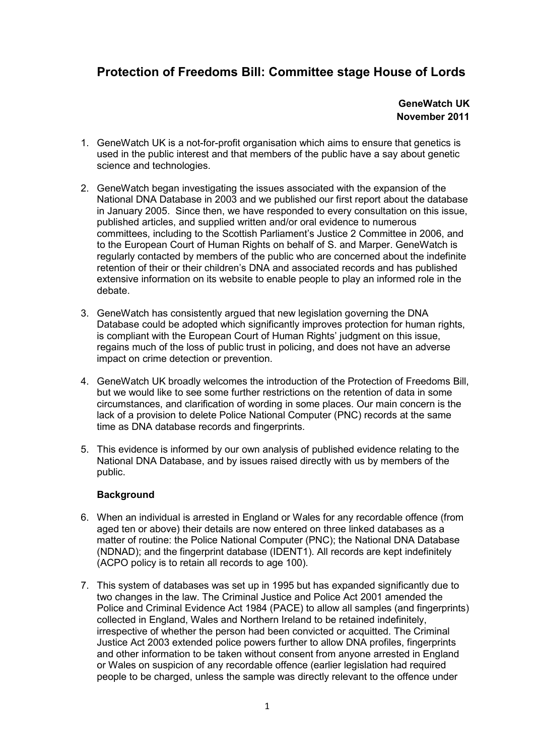# Protection of Freedoms Bill: Committee stage House of Lords

**GeneWatch UK**
**November 2011**

1. GeneWatch UK is a not-for-profit organisation which aims to ensure that genetics is used in the public interest and that members of the public have a say about genetic science and technologies.

2. GeneWatch began investigating the issues associated with the expansion of the National DNA Database in 2003 and we published our first report about the database in January 2005. Since then, we have responded to every consultation on this issue, published articles, and supplied written and/or oral evidence to numerous committees, including to the Scottish Parliament's Justice 2 Committee in 2006, and to the European Court of Human Rights on behalf of S. and Marper. GeneWatch is regularly contacted by members of the public who are concerned about the indefinite retention of their or their children's DNA and associated records and has published extensive information on its website to enable people to play an informed role in the debate.

3. GeneWatch has consistently argued that new legislation governing the DNA Database could be adopted which significantly improves protection for human rights, is compliant with the European Court of Human Rights' judgment on this issue, regains much of the loss of public trust in policing, and does not have an adverse impact on crime detection or prevention.

4. GeneWatch UK broadly welcomes the introduction of the Protection of Freedoms Bill, but we would like to see some further restrictions on the retention of data in some circumstances, and clarification of wording in some places. Our main concern is the lack of a provision to delete Police National Computer (PNC) records at the same time as DNA database records and fingerprints.

5. This evidence is informed by our own analysis of published evidence relating to the National DNA Database, and by issues raised directly with us by members of the public.

**Background**

6. When an individual is arrested in England or Wales for any recordable offence (from aged ten or above) their details are now entered on three linked databases as a matter of routine: the Police National Computer (PNC); the National DNA Database (NDNAD); and the fingerprint database (IDENT1). All records are kept indefinitely (ACPO policy is to retain all records to age 100).

7. This system of databases was set up in 1995 but has expanded significantly due to two changes in the law. The Criminal Justice and Police Act 2001 amended the Police and Criminal Evidence Act 1984 (PACE) to allow all samples (and fingerprints) collected in England, Wales and Northern Ireland to be retained indefinitely, irrespective of whether the person had been convicted or acquitted. The Criminal Justice Act 2003 extended police powers further to allow DNA profiles, fingerprints and other information to be taken without consent from anyone arrested in England or Wales on suspicion of any recordable offence (earlier legislation had required people to be charged, unless the sample was directly relevant to the offence under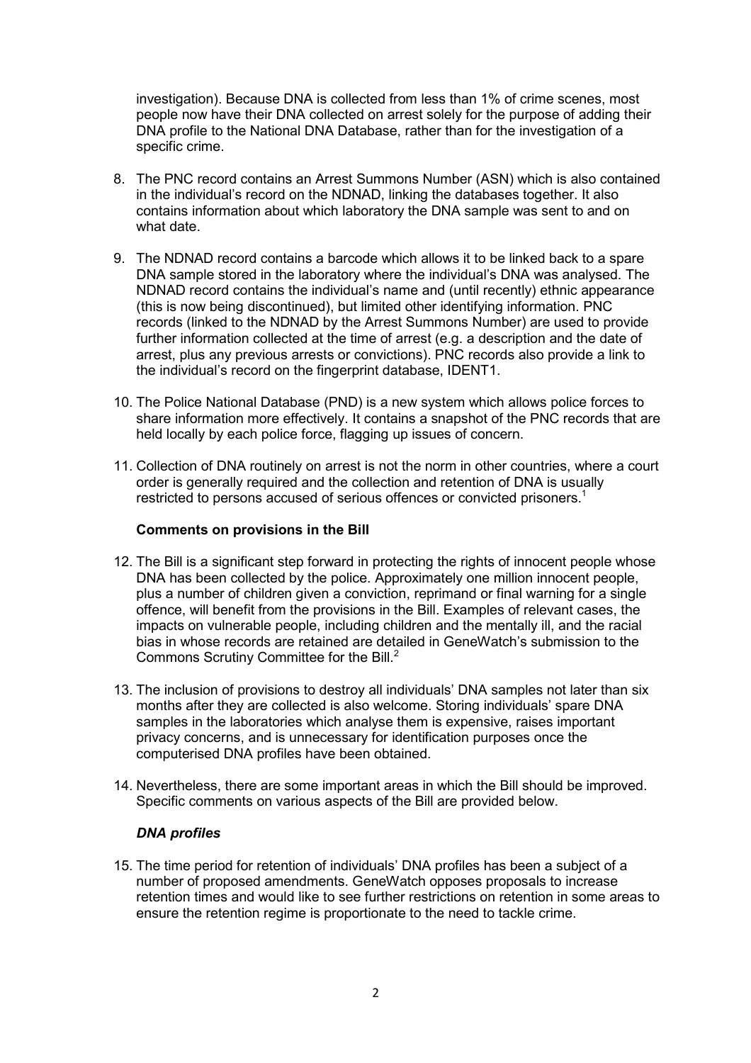investigation). Because DNA is collected from less than 1% of crime scenes, most people now have their DNA collected on arrest solely for the purpose of adding their DNA profile to the National DNA Database, rather than for the investigation of a specific crime.

8. The PNC record contains an Arrest Summons Number (ASN) which is also contained in the individual's record on the NDNAD, linking the databases together. It also contains information about which laboratory the DNA sample was sent to and on what date.

9. The NDNAD record contains a barcode which allows it to be linked back to a spare DNA sample stored in the laboratory where the individual's DNA was analysed. The NDNAD record contains the individual's name and (until recently) ethnic appearance (this is now being discontinued), but limited other identifying information. PNC records (linked to the NDNAD by the Arrest Summons Number) are used to provide further information collected at the time of arrest (e.g. a description and the date of arrest, plus any previous arrests or convictions). PNC records also provide a link to the individual's record on the fingerprint database, IDENT1.

10. The Police National Database (PND) is a new system which allows police forces to share information more effectively. It contains a snapshot of the PNC records that are held locally by each police force, flagging up issues of concern.

11. Collection of DNA routinely on arrest is not the norm in other countries, where a court order is generally required and the collection and retention of DNA is usually restricted to persons accused of serious offences or convicted prisoners.[1]

### Comments on provisions in the Bill

12. The Bill is a significant step forward in protecting the rights of innocent people whose DNA has been collected by the police. Approximately one million innocent people, plus a number of children given a conviction, reprimand or final warning for a single offence, will benefit from the provisions in the Bill. Examples of relevant cases, the impacts on vulnerable people, including children and the mentally ill, and the racial bias in whose records are retained are detailed in GeneWatch's submission to the Commons Scrutiny Committee for the Bill.[2]

13. The inclusion of provisions to destroy all individuals' DNA samples not later than six months after they are collected is also welcome. Storing individuals' spare DNA samples in the laboratories which analyse them is expensive, raises important privacy concerns, and is unnecessary for identification purposes once the computerised DNA profiles have been obtained.

14. Nevertheless, there are some important areas in which the Bill should be improved. Specific comments on various aspects of the Bill are provided below.

#### *DNA profiles*

15. The time period for retention of individuals' DNA profiles has been a subject of a number of proposed amendments. GeneWatch opposes proposals to increase retention times and would like to see further restrictions on retention in some areas to ensure the retention regime is proportionate to the need to tackle crime.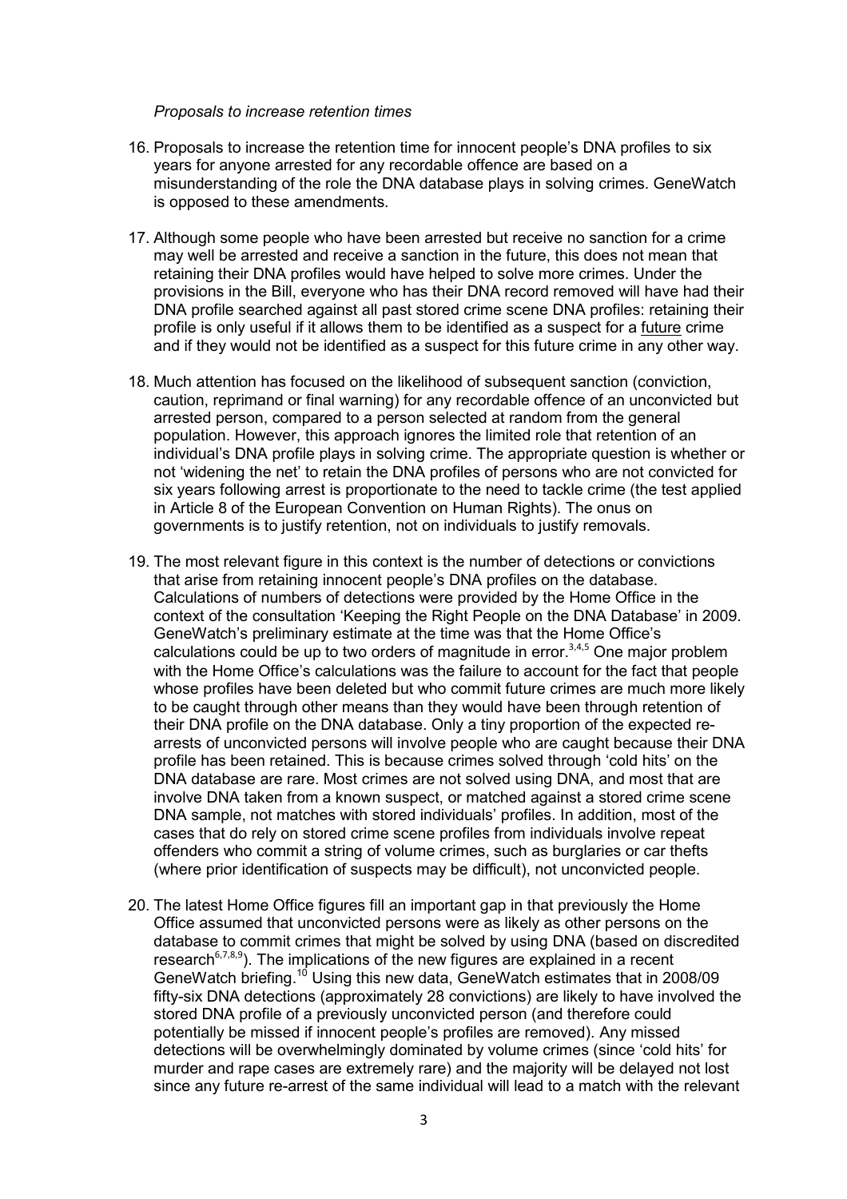*Proposals to increase retention times*

16. Proposals to increase the retention time for innocent people's DNA profiles to six years for anyone arrested for any recordable offence are based on a misunderstanding of the role the DNA database plays in solving crimes. GeneWatch is opposed to these amendments.

17. Although some people who have been arrested but receive no sanction for a crime may well be arrested and receive a sanction in the future, this does not mean that retaining their DNA profiles would have helped to solve more crimes. Under the provisions in the Bill, everyone who has their DNA record removed will have had their DNA profile searched against all past stored crime scene DNA profiles: retaining their profile is only useful if it allows them to be identified as a suspect for a future crime and if they would not be identified as a suspect for this future crime in any other way.

18. Much attention has focused on the likelihood of subsequent sanction (conviction, caution, reprimand or final warning) for any recordable offence of an unconvicted but arrested person, compared to a person selected at random from the general population. However, this approach ignores the limited role that retention of an individual's DNA profile plays in solving crime. The appropriate question is whether or not 'widening the net' to retain the DNA profiles of persons who are not convicted for six years following arrest is proportionate to the need to tackle crime (the test applied in Article 8 of the European Convention on Human Rights). The onus on governments is to justify retention, not on individuals to justify removals.

19. The most relevant figure in this context is the number of detections or convictions that arise from retaining innocent people's DNA profiles on the database. Calculations of numbers of detections were provided by the Home Office in the context of the consultation 'Keeping the Right People on the DNA Database' in 2009. GeneWatch's preliminary estimate at the time was that the Home Office's calculations could be up to two orders of magnitude in error.[3,4,5] One major problem with the Home Office's calculations was the failure to account for the fact that people whose profiles have been deleted but who commit future crimes are much more likely to be caught through other means than they would have been through retention of their DNA profile on the DNA database. Only a tiny proportion of the expected re-arrests of unconvicted persons will involve people who are caught because their DNA profile has been retained. This is because crimes solved through 'cold hits' on the DNA database are rare. Most crimes are not solved using DNA, and most that are involve DNA taken from a known suspect, or matched against a stored crime scene DNA sample, not matches with stored individuals' profiles. In addition, most of the cases that do rely on stored crime scene profiles from individuals involve repeat offenders who commit a string of volume crimes, such as burglaries or car thefts (where prior identification of suspects may be difficult), not unconvicted people.

20. The latest Home Office figures fill an important gap in that previously the Home Office assumed that unconvicted persons were as likely as other persons on the database to commit crimes that might be solved by using DNA (based on discredited research[6,7,8,9]). The implications of the new figures are explained in a recent GeneWatch briefing.[10] Using this new data, GeneWatch estimates that in 2008/09 fifty-six DNA detections (approximately 28 convictions) are likely to have involved the stored DNA profile of a previously unconvicted person (and therefore could potentially be missed if innocent people's profiles are removed). Any missed detections will be overwhelmingly dominated by volume crimes (since 'cold hits' for murder and rape cases are extremely rare) and the majority will be delayed not lost since any future re-arrest of the same individual will lead to a match with the relevant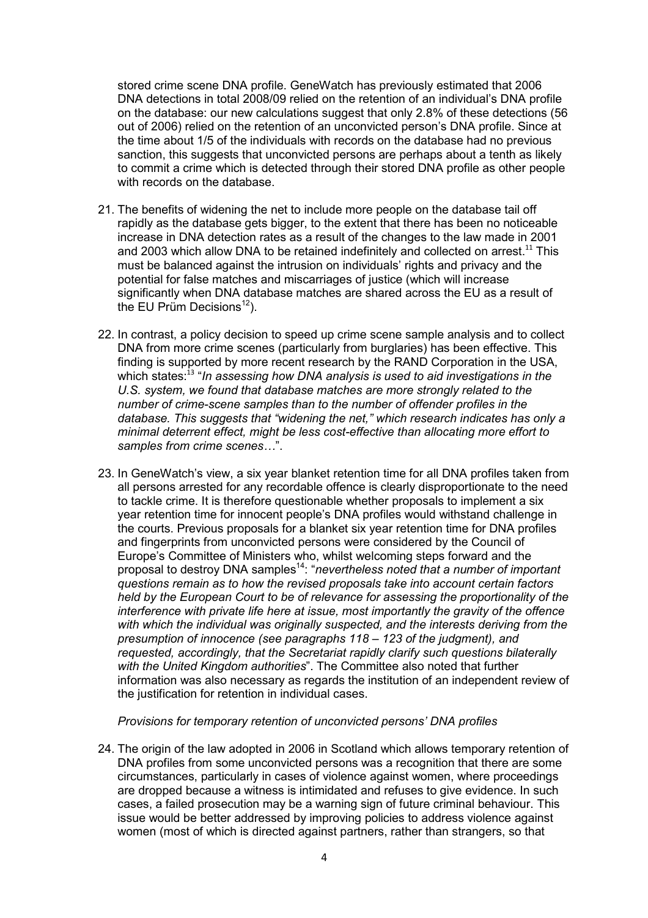stored crime scene DNA profile. GeneWatch has previously estimated that 2006 DNA detections in total 2008/09 relied on the retention of an individual's DNA profile on the database: our new calculations suggest that only 2.8% of these detections (56 out of 2006) relied on the retention of an unconvicted person's DNA profile. Since at the time about 1/5 of the individuals with records on the database had no previous sanction, this suggests that unconvicted persons are perhaps about a tenth as likely to commit a crime which is detected through their stored DNA profile as other people with records on the database.

21. The benefits of widening the net to include more people on the database tail off rapidly as the database gets bigger, to the extent that there has been no noticeable increase in DNA detection rates as a result of the changes to the law made in 2001 and 2003 which allow DNA to be retained indefinitely and collected on arrest.[11] This must be balanced against the intrusion on individuals' rights and privacy and the potential for false matches and miscarriages of justice (which will increase significantly when DNA database matches are shared across the EU as a result of the EU Prüm Decisions[12]).

22. In contrast, a policy decision to speed up crime scene sample analysis and to collect DNA from more crime scenes (particularly from burglaries) has been effective. This finding is supported by more recent research by the RAND Corporation in the USA, which states:[13] "*In assessing how DNA analysis is used to aid investigations in the U.S. system, we found that database matches are more strongly related to the number of crime-scene samples than to the number of offender profiles in the database. This suggests that "widening the net," which research indicates has only a minimal deterrent effect, might be less cost-effective than allocating more effort to samples from crime scenes…*".

23. In GeneWatch's view, a six year blanket retention time for all DNA profiles taken from all persons arrested for any recordable offence is clearly disproportionate to the need to tackle crime. It is therefore questionable whether proposals to implement a six year retention time for innocent people's DNA profiles would withstand challenge in the courts. Previous proposals for a blanket six year retention time for DNA profiles and fingerprints from unconvicted persons were considered by the Council of Europe's Committee of Ministers who, whilst welcoming steps forward and the proposal to destroy DNA samples[14]: "*nevertheless noted that a number of important questions remain as to how the revised proposals take into account certain factors held by the European Court to be of relevance for assessing the proportionality of the interference with private life here at issue, most importantly the gravity of the offence with which the individual was originally suspected, and the interests deriving from the presumption of innocence (see paragraphs 118 – 123 of the judgment), and requested, accordingly, that the Secretariat rapidly clarify such questions bilaterally with the United Kingdom authorities*". The Committee also noted that further information was also necessary as regards the institution of an independent review of the justification for retention in individual cases.

*Provisions for temporary retention of unconvicted persons' DNA profiles*

24. The origin of the law adopted in 2006 in Scotland which allows temporary retention of DNA profiles from some unconvicted persons was a recognition that there are some circumstances, particularly in cases of violence against women, where proceedings are dropped because a witness is intimidated and refuses to give evidence. In such cases, a failed prosecution may be a warning sign of future criminal behaviour. This issue would be better addressed by improving policies to address violence against women (most of which is directed against partners, rather than strangers, so that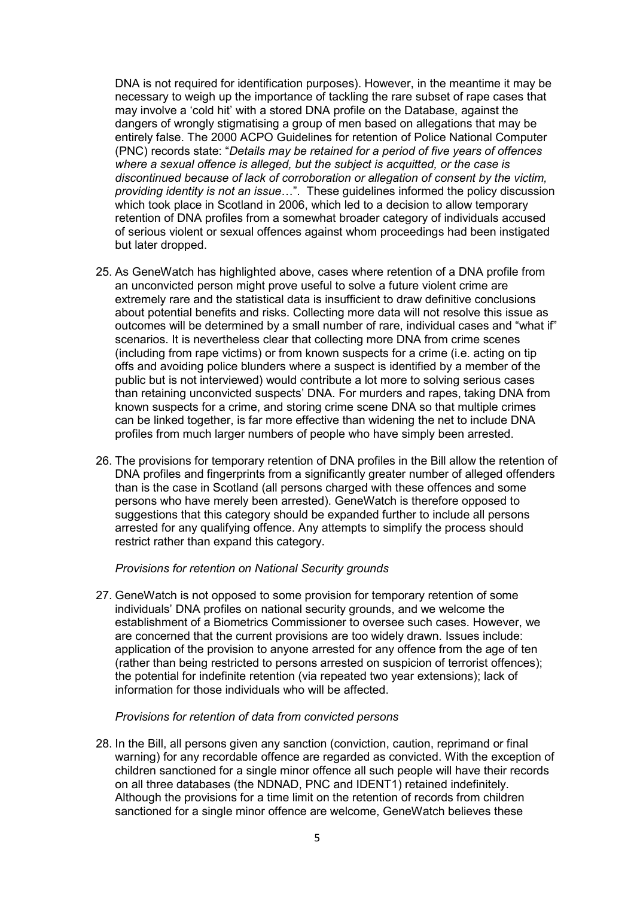DNA is not required for identification purposes). However, in the meantime it may be necessary to weigh up the importance of tackling the rare subset of rape cases that may involve a 'cold hit' with a stored DNA profile on the Database, against the dangers of wrongly stigmatising a group of men based on allegations that may be entirely false. The 2000 ACPO Guidelines for retention of Police National Computer (PNC) records state: "*Details may be retained for a period of five years of offences where a sexual offence is alleged, but the subject is acquitted, or the case is discontinued because of lack of corroboration or allegation of consent by the victim, providing identity is not an issue*…". These guidelines informed the policy discussion which took place in Scotland in 2006, which led to a decision to allow temporary retention of DNA profiles from a somewhat broader category of individuals accused of serious violent or sexual offences against whom proceedings had been instigated but later dropped.

25. As GeneWatch has highlighted above, cases where retention of a DNA profile from an unconvicted person might prove useful to solve a future violent crime are extremely rare and the statistical data is insufficient to draw definitive conclusions about potential benefits and risks. Collecting more data will not resolve this issue as outcomes will be determined by a small number of rare, individual cases and "what if" scenarios. It is nevertheless clear that collecting more DNA from crime scenes (including from rape victims) or from known suspects for a crime (i.e. acting on tip offs and avoiding police blunders where a suspect is identified by a member of the public but is not interviewed) would contribute a lot more to solving serious cases than retaining unconvicted suspects' DNA. For murders and rapes, taking DNA from known suspects for a crime, and storing crime scene DNA so that multiple crimes can be linked together, is far more effective than widening the net to include DNA profiles from much larger numbers of people who have simply been arrested.

26. The provisions for temporary retention of DNA profiles in the Bill allow the retention of DNA profiles and fingerprints from a significantly greater number of alleged offenders than is the case in Scotland (all persons charged with these offences and some persons who have merely been arrested). GeneWatch is therefore opposed to suggestions that this category should be expanded further to include all persons arrested for any qualifying offence. Any attempts to simplify the process should restrict rather than expand this category.

*Provisions for retention on National Security grounds*

27. GeneWatch is not opposed to some provision for temporary retention of some individuals' DNA profiles on national security grounds, and we welcome the establishment of a Biometrics Commissioner to oversee such cases. However, we are concerned that the current provisions are too widely drawn. Issues include: application of the provision to anyone arrested for any offence from the age of ten (rather than being restricted to persons arrested on suspicion of terrorist offences); the potential for indefinite retention (via repeated two year extensions); lack of information for those individuals who will be affected.

*Provisions for retention of data from convicted persons*

28. In the Bill, all persons given any sanction (conviction, caution, reprimand or final warning) for any recordable offence are regarded as convicted. With the exception of children sanctioned for a single minor offence all such people will have their records on all three databases (the NDNAD, PNC and IDENT1) retained indefinitely. Although the provisions for a time limit on the retention of records from children sanctioned for a single minor offence are welcome, GeneWatch believes these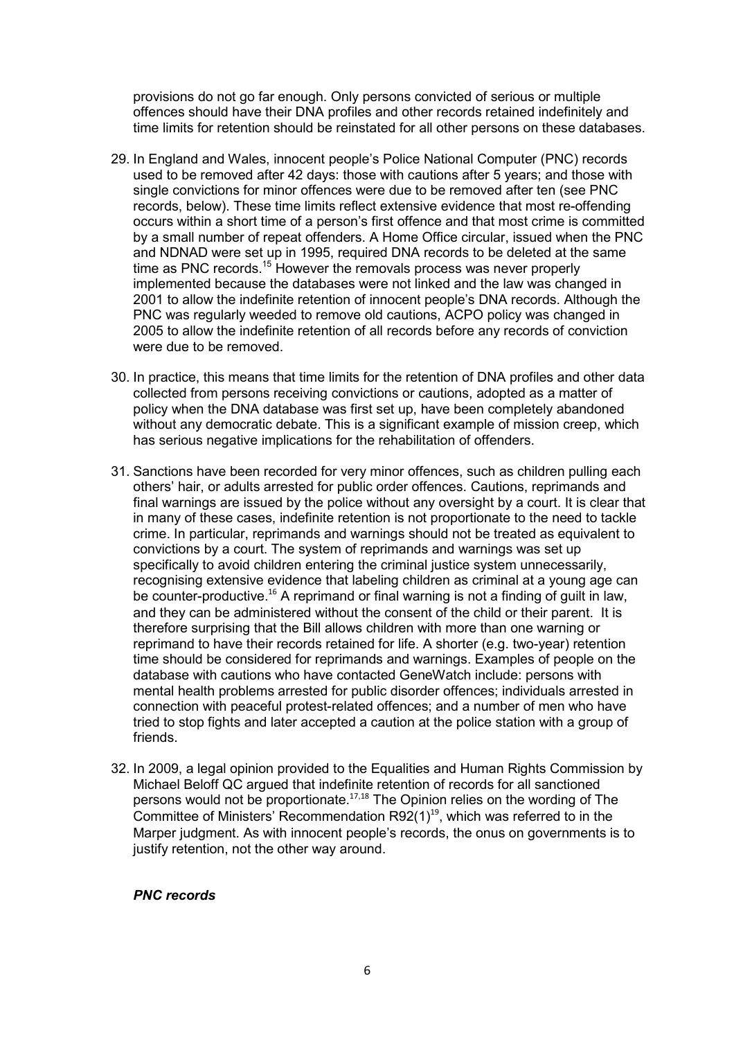provisions do not go far enough. Only persons convicted of serious or multiple offences should have their DNA profiles and other records retained indefinitely and time limits for retention should be reinstated for all other persons on these databases.

29. In England and Wales, innocent people's Police National Computer (PNC) records used to be removed after 42 days: those with cautions after 5 years; and those with single convictions for minor offences were due to be removed after ten (see PNC records, below). These time limits reflect extensive evidence that most re-offending occurs within a short time of a person's first offence and that most crime is committed by a small number of repeat offenders. A Home Office circular, issued when the PNC and NDNAD were set up in 1995, required DNA records to be deleted at the same time as PNC records.[15] However the removals process was never properly implemented because the databases were not linked and the law was changed in 2001 to allow the indefinite retention of innocent people's DNA records. Although the PNC was regularly weeded to remove old cautions, ACPO policy was changed in 2005 to allow the indefinite retention of all records before any records of conviction were due to be removed.

30. In practice, this means that time limits for the retention of DNA profiles and other data collected from persons receiving convictions or cautions, adopted as a matter of policy when the DNA database was first set up, have been completely abandoned without any democratic debate. This is a significant example of mission creep, which has serious negative implications for the rehabilitation of offenders.

31. Sanctions have been recorded for very minor offences, such as children pulling each others' hair, or adults arrested for public order offences. Cautions, reprimands and final warnings are issued by the police without any oversight by a court. It is clear that in many of these cases, indefinite retention is not proportionate to the need to tackle crime. In particular, reprimands and warnings should not be treated as equivalent to convictions by a court. The system of reprimands and warnings was set up specifically to avoid children entering the criminal justice system unnecessarily, recognising extensive evidence that labeling children as criminal at a young age can be counter-productive.[16] A reprimand or final warning is not a finding of guilt in law, and they can be administered without the consent of the child or their parent. It is therefore surprising that the Bill allows children with more than one warning or reprimand to have their records retained for life. A shorter (e.g. two-year) retention time should be considered for reprimands and warnings. Examples of people on the database with cautions who have contacted GeneWatch include: persons with mental health problems arrested for public disorder offences; individuals arrested in connection with peaceful protest-related offences; and a number of men who have tried to stop fights and later accepted a caution at the police station with a group of friends.

32. In 2009, a legal opinion provided to the Equalities and Human Rights Commission by Michael Beloff QC argued that indefinite retention of records for all sanctioned persons would not be proportionate.[17,18] The Opinion relies on the wording of The Committee of Ministers' Recommendation R92(1)[19], which was referred to in the Marper judgment. As with innocent people's records, the onus on governments is to justify retention, not the other way around.

***PNC records***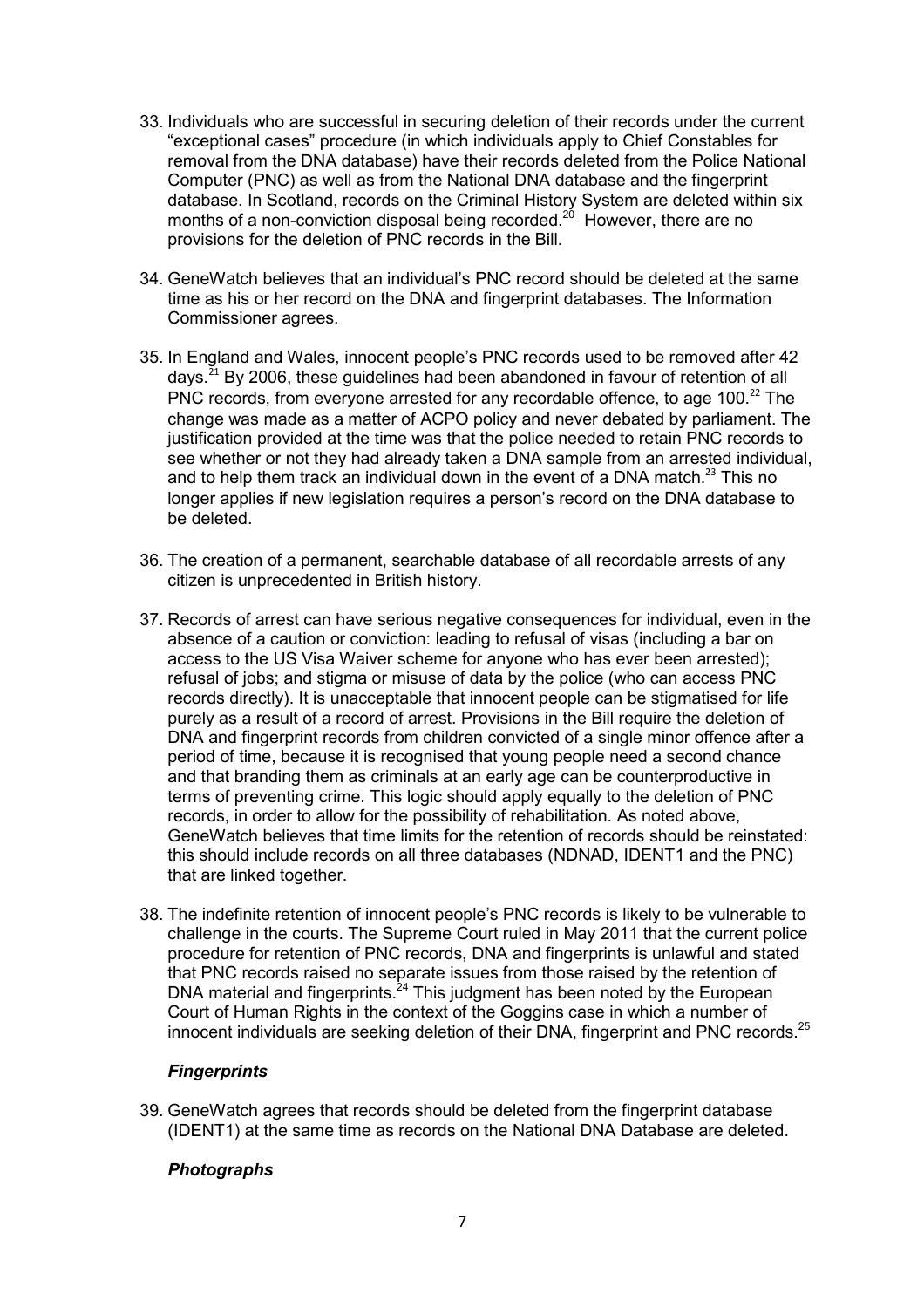33. Individuals who are successful in securing deletion of their records under the current "exceptional cases" procedure (in which individuals apply to Chief Constables for removal from the DNA database) have their records deleted from the Police National Computer (PNC) as well as from the National DNA database and the fingerprint database. In Scotland, records on the Criminal History System are deleted within six months of a non-conviction disposal being recorded.[20] However, there are no provisions for the deletion of PNC records in the Bill.

34. GeneWatch believes that an individual's PNC record should be deleted at the same time as his or her record on the DNA and fingerprint databases. The Information Commissioner agrees.

35. In England and Wales, innocent people's PNC records used to be removed after 42 days.[21] By 2006, these guidelines had been abandoned in favour of retention of all PNC records, from everyone arrested for any recordable offence, to age 100.[22] The change was made as a matter of ACPO policy and never debated by parliament. The justification provided at the time was that the police needed to retain PNC records to see whether or not they had already taken a DNA sample from an arrested individual, and to help them track an individual down in the event of a DNA match.[23] This no longer applies if new legislation requires a person's record on the DNA database to be deleted.

36. The creation of a permanent, searchable database of all recordable arrests of any citizen is unprecedented in British history.

37. Records of arrest can have serious negative consequences for individual, even in the absence of a caution or conviction: leading to refusal of visas (including a bar on access to the US Visa Waiver scheme for anyone who has ever been arrested); refusal of jobs; and stigma or misuse of data by the police (who can access PNC records directly). It is unacceptable that innocent people can be stigmatised for life purely as a result of a record of arrest. Provisions in the Bill require the deletion of DNA and fingerprint records from children convicted of a single minor offence after a period of time, because it is recognised that young people need a second chance and that branding them as criminals at an early age can be counterproductive in terms of preventing crime. This logic should apply equally to the deletion of PNC records, in order to allow for the possibility of rehabilitation. As noted above, GeneWatch believes that time limits for the retention of records should be reinstated: this should include records on all three databases (NDNAD, IDENT1 and the PNC) that are linked together.

38. The indefinite retention of innocent people's PNC records is likely to be vulnerable to challenge in the courts. The Supreme Court ruled in May 2011 that the current police procedure for retention of PNC records, DNA and fingerprints is unlawful and stated that PNC records raised no separate issues from those raised by the retention of DNA material and fingerprints.[24] This judgment has been noted by the European Court of Human Rights in the context of the Goggins case in which a number of innocent individuals are seeking deletion of their DNA, fingerprint and PNC records.[25]

### *Fingerprints*

39. GeneWatch agrees that records should be deleted from the fingerprint database (IDENT1) at the same time as records on the National DNA Database are deleted.

### *Photographs*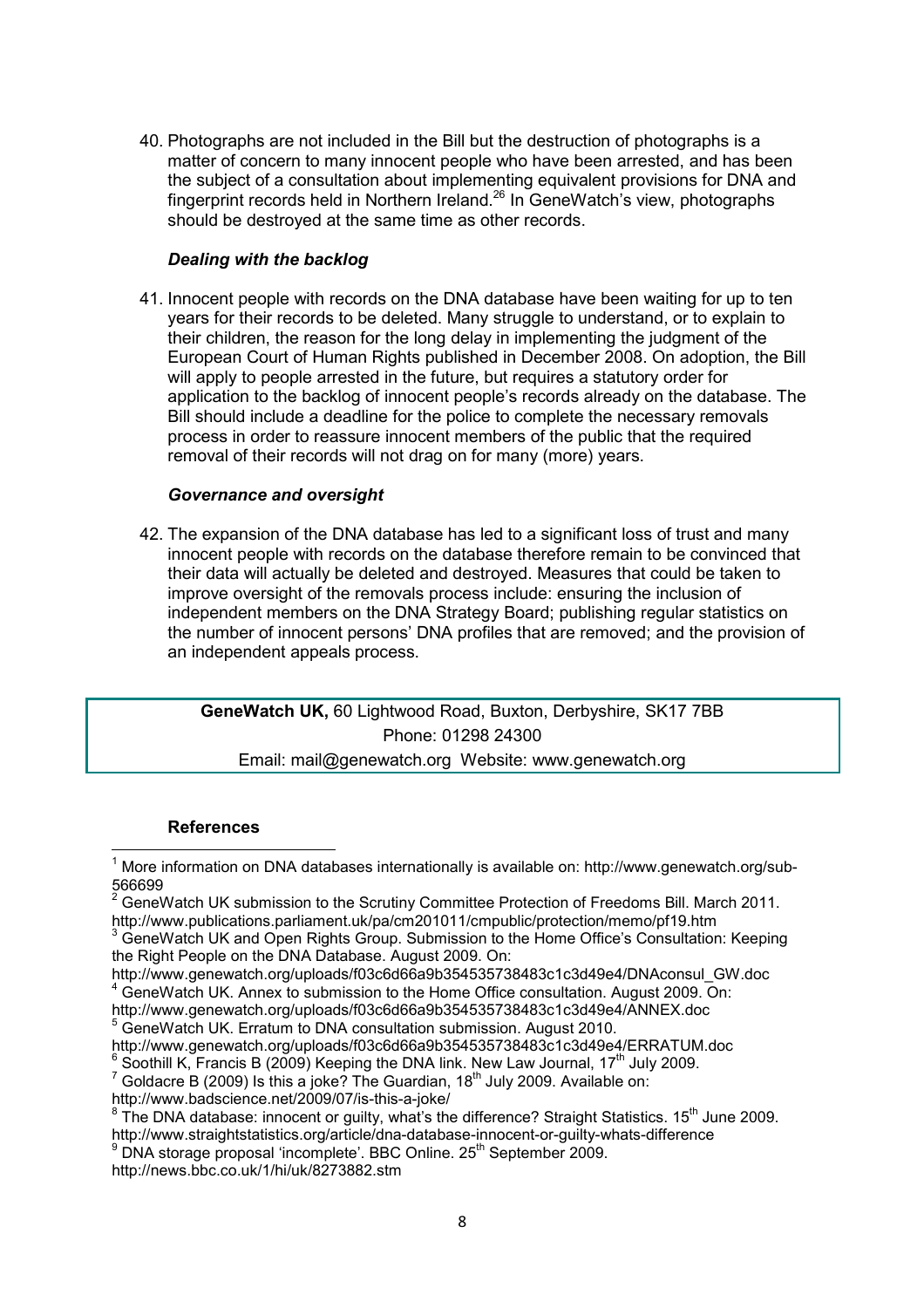40. Photographs are not included in the Bill but the destruction of photographs is a matter of concern to many innocent people who have been arrested, and has been the subject of a consultation about implementing equivalent provisions for DNA and fingerprint records held in Northern Ireland.[26] In GeneWatch's view, photographs should be destroyed at the same time as other records.

### *Dealing with the backlog*

41. Innocent people with records on the DNA database have been waiting for up to ten years for their records to be deleted. Many struggle to understand, or to explain to their children, the reason for the long delay in implementing the judgment of the European Court of Human Rights published in December 2008. On adoption, the Bill will apply to people arrested in the future, but requires a statutory order for application to the backlog of innocent people's records already on the database. The Bill should include a deadline for the police to complete the necessary removals process in order to reassure innocent members of the public that the required removal of their records will not drag on for many (more) years.

### *Governance and oversight*

42. The expansion of the DNA database has led to a significant loss of trust and many innocent people with records on the database therefore remain to be convinced that their data will actually be deleted and destroyed. Measures that could be taken to improve oversight of the removals process include: ensuring the inclusion of independent members on the DNA Strategy Board; publishing regular statistics on the number of innocent persons' DNA profiles that are removed; and the provision of an independent appeals process.

**GeneWatch UK,** 60 Lightwood Road, Buxton, Derbyshire, SK17 7BB
Phone: 01298 24300
Email: mail@genewatch.org Website: www.genewatch.org

### References

[1] More information on DNA databases internationally is available on: http://www.genewatch.org/sub-566699

[2] GeneWatch UK submission to the Scrutiny Committee Protection of Freedoms Bill. March 2011. http://www.publications.parliament.uk/pa/cm201011/cmpublic/protection/memo/pf19.htm

[3] GeneWatch UK and Open Rights Group. Submission to the Home Office's Consultation: Keeping the Right People on the DNA Database. August 2009. On: http://www.genewatch.org/uploads/f03c6d66a9b354535738483c1c3d49e4/DNAconsul_GW.doc

[4] GeneWatch UK. Annex to submission to the Home Office consultation. August 2009. On: http://www.genewatch.org/uploads/f03c6d66a9b354535738483c1c3d49e4/ANNEX.doc

[5] GeneWatch UK. Erratum to DNA consultation submission. August 2010. http://www.genewatch.org/uploads/f03c6d66a9b354535738483c1c3d49e4/ERRATUM.doc

[6] Soothill K, Francis B (2009) Keeping the DNA link. New Law Journal, 17th July 2009.

[7] Goldacre B (2009) Is this a joke? The Guardian, 18th July 2009. Available on: http://www.badscience.net/2009/07/is-this-a-joke/

[8] The DNA database: innocent or guilty, what's the difference? Straight Statistics. 15th June 2009. http://www.straightstatistics.org/article/dna-database-innocent-or-guilty-whats-difference

[9] DNA storage proposal 'incomplete'. BBC Online. 25th September 2009. http://news.bbc.co.uk/1/hi/uk/8273882.stm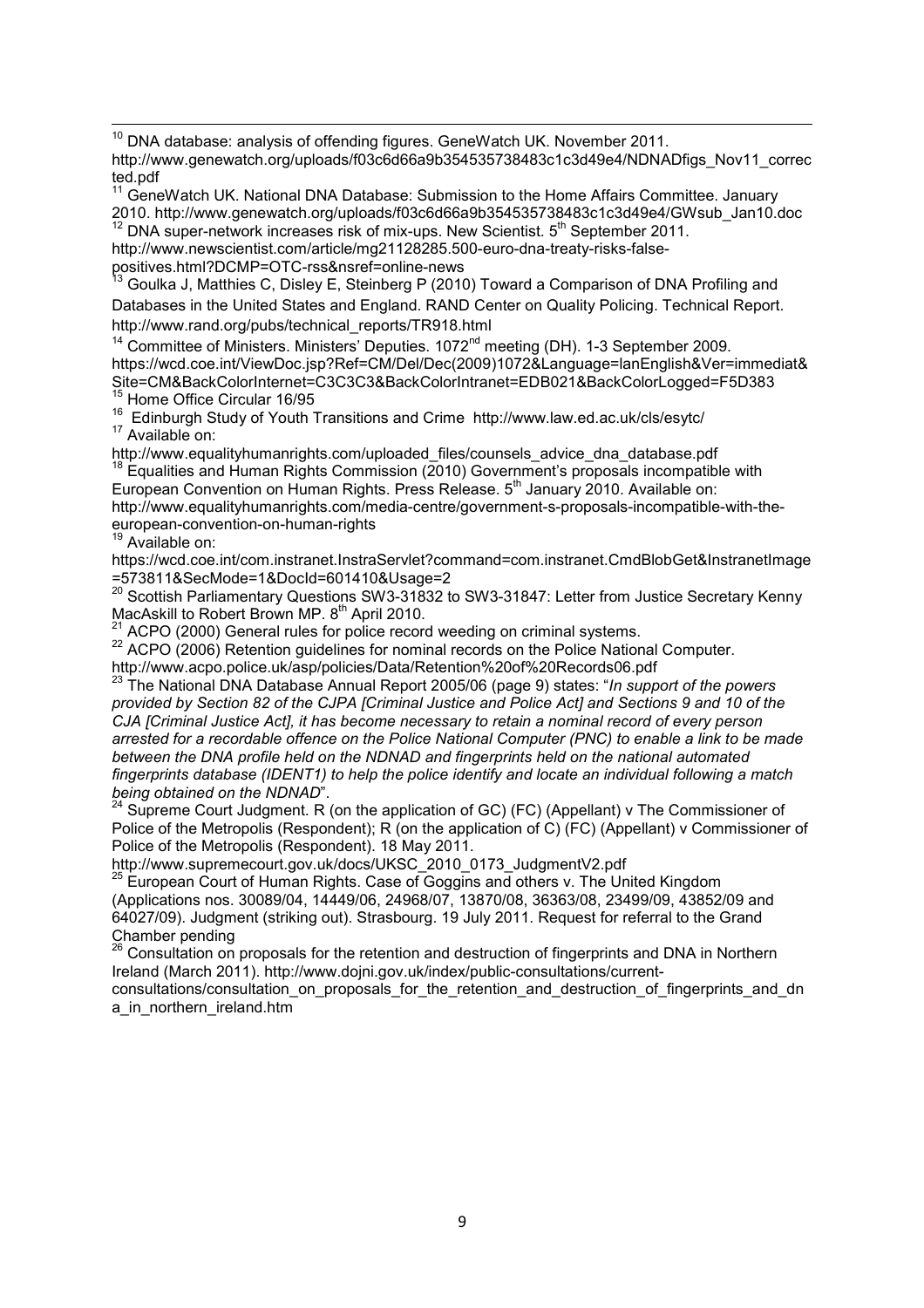[10] DNA database: analysis of offending figures. GeneWatch UK. November 2011. http://www.genewatch.org/uploads/f03c6d66a9b354535738483c1c3d49e4/NDNADfigs_Nov11_corrected.pdf

[11] GeneWatch UK. National DNA Database: Submission to the Home Affairs Committee. January 2010. http://www.genewatch.org/uploads/f03c6d66a9b354535738483c1c3d49e4/GWsub_Jan10.doc

[12] DNA super-network increases risk of mix-ups. New Scientist. 5th September 2011. http://www.newscientist.com/article/mg21128285.500-euro-dna-treaty-risks-false-positives.html?DCMP=OTC-rss&nsref=online-news

[13] Goulka J, Matthies C, Disley E, Steinberg P (2010) Toward a Comparison of DNA Profiling and Databases in the United States and England. RAND Center on Quality Policing. Technical Report. http://www.rand.org/pubs/technical_reports/TR918.html

[14] Committee of Ministers. Ministers' Deputies. 1072nd meeting (DH). 1-3 September 2009. https://wcd.coe.int/ViewDoc.jsp?Ref=CM/Del/Dec(2009)1072&Language=lanEnglish&Ver=immediat&Site=CM&BackColorInternet=C3C3C3&BackColorIntranet=EDB021&BackColorLogged=F5D383

[15] Home Office Circular 16/95

[16] Edinburgh Study of Youth Transitions and Crime http://www.law.ed.ac.uk/cls/esytc/

[17] Available on: http://www.equalityhumanrights.com/uploaded_files/counsels_advice_dna_database.pdf

[18] Equalities and Human Rights Commission (2010) Government's proposals incompatible with European Convention on Human Rights. Press Release. 5th January 2010. Available on: http://www.equalityhumanrights.com/media-centre/government-s-proposals-incompatible-with-the-european-convention-on-human-rights

[19] Available on: https://wcd.coe.int/com.instranet.InstraServlet?command=com.instranet.CmdBlobGet&InstranetImage=573811&SecMode=1&DocId=601410&Usage=2

[20] Scottish Parliamentary Questions SW3-31832 to SW3-31847: Letter from Justice Secretary Kenny MacAskill to Robert Brown MP. 8th April 2010.

[21] ACPO (2000) General rules for police record weeding on criminal systems.

[22] ACPO (2006) Retention guidelines for nominal records on the Police National Computer. http://www.acpo.police.uk/asp/policies/Data/Retention%20of%20Records06.pdf

[23] The National DNA Database Annual Report 2005/06 (page 9) states: "*In support of the powers provided by Section 82 of the CJPA [Criminal Justice and Police Act] and Sections 9 and 10 of the CJA [Criminal Justice Act], it has become necessary to retain a nominal record of every person arrested for a recordable offence on the Police National Computer (PNC) to enable a link to be made between the DNA profile held on the NDNAD and fingerprints held on the national automated fingerprints database (IDENT1) to help the police identify and locate an individual following a match being obtained on the NDNAD*".

[24] Supreme Court Judgment. R (on the application of GC) (FC) (Appellant) v The Commissioner of Police of the Metropolis (Respondent); R (on the application of C) (FC) (Appellant) v Commissioner of Police of the Metropolis (Respondent). 18 May 2011. http://www.supremecourt.gov.uk/docs/UKSC_2010_0173_JudgmentV2.pdf

[25] European Court of Human Rights. Case of Goggins and others v. The United Kingdom (Applications nos. 30089/04, 14449/06, 24968/07, 13870/08, 36363/08, 23499/09, 43852/09 and 64027/09). Judgment (striking out). Strasbourg. 19 July 2011. Request for referral to the Grand Chamber pending

[26] Consultation on proposals for the retention and destruction of fingerprints and DNA in Northern Ireland (March 2011). http://www.dojni.gov.uk/index/public-consultations/current-consultations/consultation_on_proposals_for_the_retention_and_destruction_of_fingerprints_and_dna_in_northern_ireland.htm